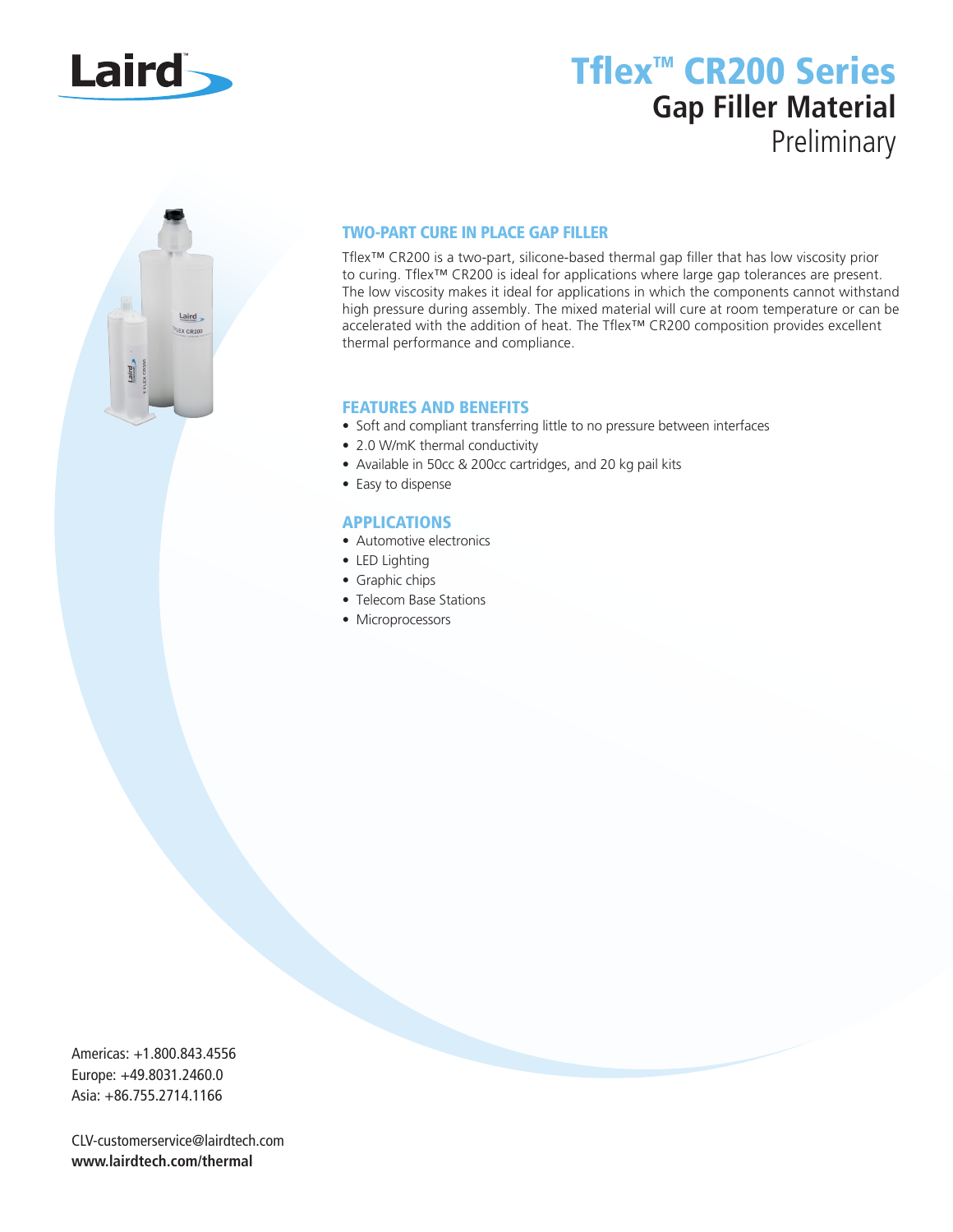# Tflex™ CR200 Series

## Gap Filler Material

Preliminary

### TWO-PART CURE IN PLACE GAP FILLER

Tflex™ CR200 is a two-part, silicone-based thermal gap filler that has low viscosity prior to curing. Tflex™ CR200 is ideal for applications where large gap tolerances are present. The low viscosity makes it ideal for applications in which the components cannot withstand high pressure during assembly. The mixed material will cure at room temperature or can be accelerated with the addition of heat. The Tflex™ CR200 composition provides excellent thermal performance and compliance.

### FEATURES AND BENEFITS

- Soft and compliant transferring little to no pressure between interfaces
- 2.0 W/mK thermal conductivity
- Available in 50cc & 200cc cartridges, and 20 kg pail kits
- Easy to dispense

### APPLICATIONS

- Automotive electronics
- LED Lighting
- Graphic chips
- Telecom Base Stations
- Microprocessors

Americas: +1.800.843.4556
Europe: +49.8031.2460.0
Asia: +86.755.2714.1166

CLV-customerservice@lairdtech.com
**www.lairdtech.com/thermal**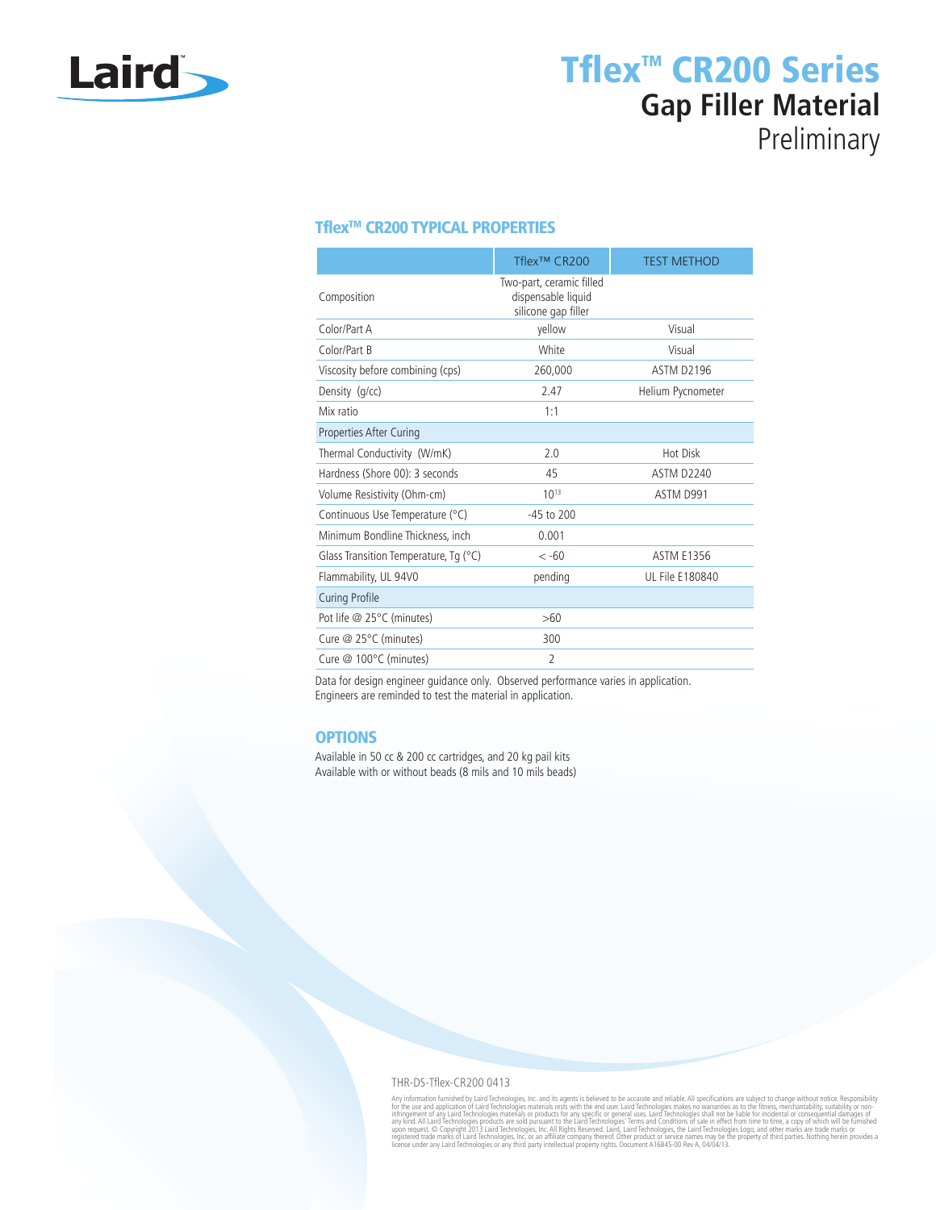# Tflex™ CR200 Series

## Gap Filler Material

Preliminary

### Tflex™ CR200 TYPICAL PROPERTIES

| | Tflex™ CR200 | TEST METHOD |
|---|---|---|
| Composition | Two-part, ceramic filled dispensable liquid silicone gap filler | |
| Color/Part A | yellow | Visual |
| Color/Part B | White | Visual |
| Viscosity before combining (cps) | 260,000 | ASTM D2196 |
| Density (g/cc) | 2.47 | Helium Pycnometer |
| Mix ratio | 1:1 | |
| Properties After Curing | | |
| Thermal Conductivity (W/mK) | 2.0 | Hot Disk |
| Hardness (Shore 00): 3 seconds | 45 | ASTM D2240 |
| Volume Resistivity (Ohm-cm) | $10^{13}$ | ASTM D991 |
| Continuous Use Temperature (°C) | -45 to 200 | |
| Minimum Bondline Thickness, inch | 0.001 | |
| Glass Transition Temperature, Tg (°C) | < -60 | ASTM E1356 |
| Flammability, UL 94V0 | pending | UL File E180840 |
| Curing Profile | | |
| Pot life @ 25°C (minutes) | >60 | |
| Cure @ 25°C (minutes) | 300 | |
| Cure @ 100°C (minutes) | 2 | |

Data for design engineer guidance only. Observed performance varies in application. Engineers are reminded to test the material in application.

### OPTIONS

Available in 50 cc & 200 cc cartridges, and 20 kg pail kits
Available with or without beads (8 mils and 10 mils beads)

THR-DS-Tflex-CR200 0413

Any information furnished by Laird Technologies, Inc. and its agents is believed to be accurate and reliable. All specifications are subject to change without notice. Responsibility for the use and application of Laird Technologies materials rests with the end user. Laird Technologies makes no warranties as to the fitness, merchantability, suitability or non-infringement of any Laird Technologies materials or products for any specific or general uses. Laird Technologies shall not be liable for incidental or consequential damages of any kind. All Laird Technologies products are sold pursuant to the Laird Technologies' Terms and Conditions of sale in effect from time to time, a copy of which will be furnished upon request. © Copyright 2013 Laird Technologies, Inc. All Rights Reserved. Laird, Laird Technologies, the Laird Technologies Logo, and other marks are trade marks or registered trade marks of Laird Technologies, Inc. or an affiliate company thereof. Other product or service names may be the property of third parties. Nothing herein provides a license under any Laird Technologies or any third party intellectual property rights. Document A16845-00 Rev A, 04/04/13.